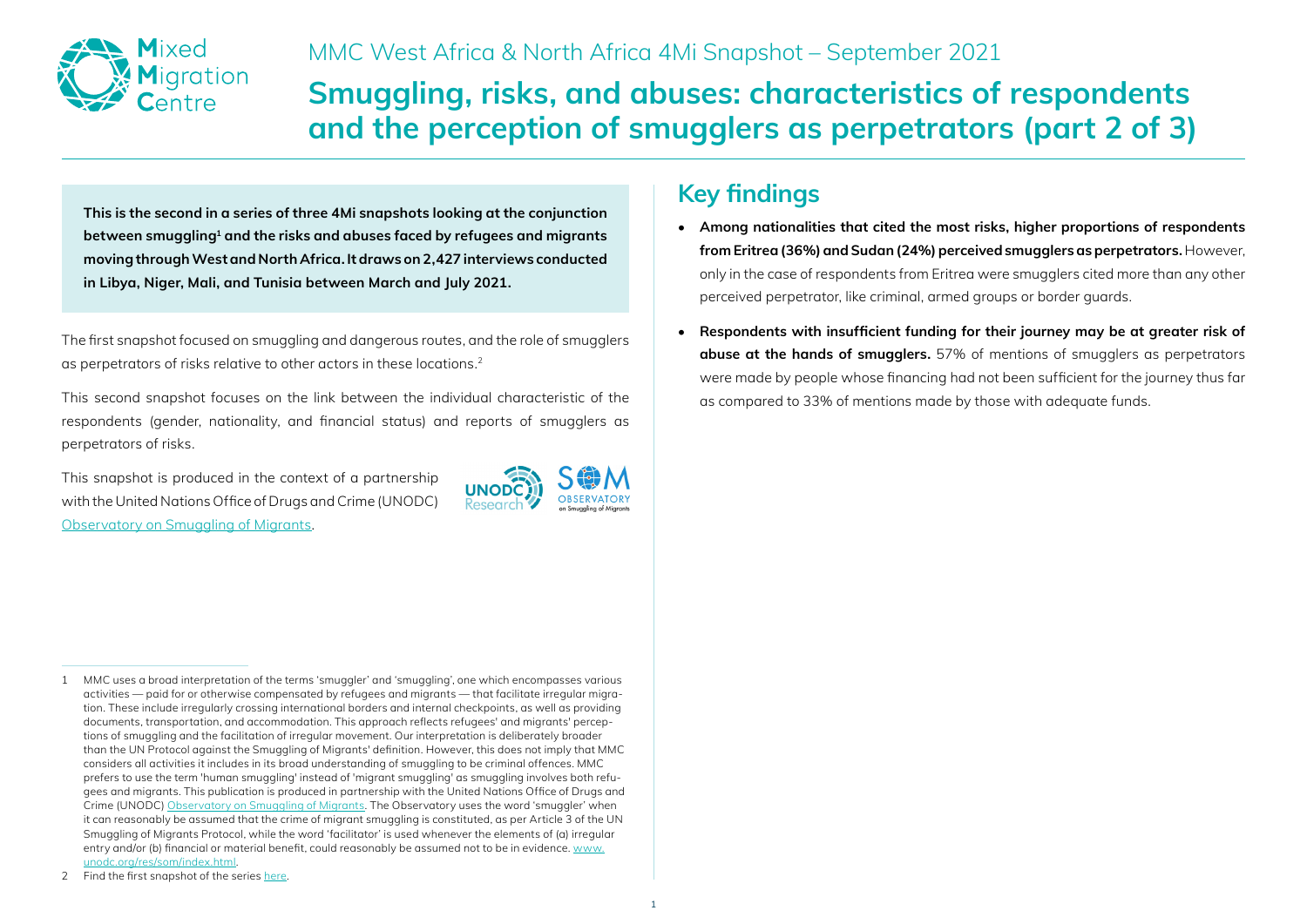MMC West Africa & North Africa 4Mi Snapshot – September 2021

# Smuggling, risks, and abuses: characteristics of respondents and the perception of smugglers as perpetrators (part 2 of 3)

**This is the second in a series of three 4Mi snapshots looking at the conjunction between smuggling[1] and the risks and abuses faced by refugees and migrants moving through West and North Africa. It draws on 2,427 interviews conducted in Libya, Niger, Mali, and Tunisia between March and July 2021.**

The first snapshot focused on smuggling and dangerous routes, and the role of smugglers as perpetrators of risks relative to other actors in these locations.[2]

This second snapshot focuses on the link between the individual characteristic of the respondents (gender, nationality, and financial status) and reports of smugglers as perpetrators of risks.

This snapshot is produced in the context of a partnership with the United Nations Office of Drugs and Crime (UNODC) Observatory on Smuggling of Migrants.

## Key findings

- **Among nationalities that cited the most risks, higher proportions of respondents from Eritrea (36%) and Sudan (24%) perceived smugglers as perpetrators.** However, only in the case of respondents from Eritrea were smugglers cited more than any other perceived perpetrator, like criminal, armed groups or border guards.
- **Respondents with insufficient funding for their journey may be at greater risk of abuse at the hands of smugglers.** 57% of mentions of smugglers as perpetrators were made by people whose financing had not been sufficient for the journey thus far as compared to 33% of mentions made by those with adequate funds.

---

1 MMC uses a broad interpretation of the terms 'smuggler' and 'smuggling', one which encompasses various activities — paid for or otherwise compensated by refugees and migrants — that facilitate irregular migration. These include irregularly crossing international borders and internal checkpoints, as well as providing documents, transportation, and accommodation. This approach reflects refugees' and migrants' perceptions of smuggling and the facilitation of irregular movement. Our interpretation is deliberately broader than the UN Protocol against the Smuggling of Migrants' definition. However, this does not imply that MMC considers all activities it includes in its broad understanding of smuggling to be criminal offences. MMC prefers to use the term 'human smuggling' instead of 'migrant smuggling' as smuggling involves both refugees and migrants. This publication is produced in partnership with the United Nations Office of Drugs and Crime (UNODC) Observatory on Smuggling of Migrants. The Observatory uses the word 'smuggler' when it can reasonably be assumed that the crime of migrant smuggling is constituted, as per Article 3 of the UN Smuggling of Migrants Protocol, while the word 'facilitator' is used whenever the elements of (a) irregular entry and/or (b) financial or material benefit, could reasonably be assumed not to be in evidence. www.unodc.org/res/som/index.html.

2 Find the first snapshot of the series here.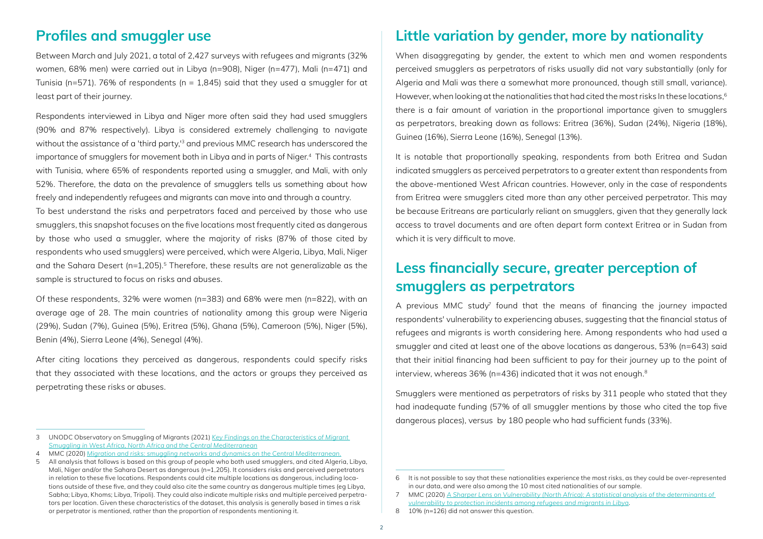## Profiles and smuggler use

Between March and July 2021, a total of 2,427 surveys with refugees and migrants (32% women, 68% men) were carried out in Libya (n=908), Niger (n=477), Mali (n=471) and Tunisia (n=571). 76% of respondents (n = 1,845) said that they used a smuggler for at least part of their journey.

Respondents interviewed in Libya and Niger more often said they had used smugglers (90% and 87% respectively). Libya is considered extremely challenging to navigate without the assistance of a 'third party,'[3] and previous MMC research has underscored the importance of smugglers for movement both in Libya and in parts of Niger.[4] This contrasts with Tunisia, where 65% of respondents reported using a smuggler, and Mali, with only 52%. Therefore, the data on the prevalence of smugglers tells us something about how freely and independently refugees and migrants can move into and through a country.

To best understand the risks and perpetrators faced and perceived by those who use smugglers, this snapshot focuses on the five locations most frequently cited as dangerous by those who used a smuggler, where the majority of risks (87% of those cited by respondents who used smugglers) were perceived, which were Algeria, Libya, Mali, Niger and the Sahara Desert (n=1,205).[5] Therefore, these results are not generalizable as the sample is structured to focus on risks and abuses.

Of these respondents, 32% were women (n=383) and 68% were men (n=822), with an average age of 28. The main countries of nationality among this group were Nigeria (29%), Sudan (7%), Guinea (5%), Eritrea (5%), Ghana (5%), Cameroon (5%), Niger (5%), Benin (4%), Sierra Leone (4%), Senegal (4%).

After citing locations they perceived as dangerous, respondents could specify risks that they associated with these locations, and the actors or groups they perceived as perpetrating these risks or abuses.

## Little variation by gender, more by nationality

When disaggregating by gender, the extent to which men and women respondents perceived smugglers as perpetrators of risks usually did not vary substantially (only for Algeria and Mali was there a somewhat more pronounced, though still small, variance). However, when looking at the nationalities that had cited the most risks In these locations,[6] there is a fair amount of variation in the proportional importance given to smugglers as perpetrators, breaking down as follows: Eritrea (36%), Sudan (24%), Nigeria (18%), Guinea (16%), Sierra Leone (16%), Senegal (13%).

It is notable that proportionally speaking, respondents from both Eritrea and Sudan indicated smugglers as perceived perpetrators to a greater extent than respondents from the above-mentioned West African countries. However, only in the case of respondents from Eritrea were smugglers cited more than any other perceived perpetrator. This may be because Eritreans are particularly reliant on smugglers, given that they generally lack access to travel documents and are often depart form context Eritrea or in Sudan from which it is very difficult to move.

## Less financially secure, greater perception of smugglers as perpetrators

A previous MMC study[7] found that the means of financing the journey impacted respondents' vulnerability to experiencing abuses, suggesting that the financial status of refugees and migrants is worth considering here. Among respondents who had used a smuggler and cited at least one of the above locations as dangerous, 53% (n=643) said that their initial financing had been sufficient to pay for their journey up to the point of interview, whereas 36% (n=436) indicated that it was not enough.[8]

Smugglers were mentioned as perpetrators of risks by 311 people who stated that they had inadequate funding (57% of all smuggler mentions by those who cited the top five dangerous places), versus by 180 people who had sufficient funds (33%).

---

3 UNODC Observatory on Smuggling of Migrants (2021) *Key Findings on the Characteristics of Migrant Smuggling in West Africa, North Africa and the Central Mediterranean*

4 MMC (2020) *Migration and risks: smuggling networks and dynamics on the Central Mediterranean.*

5 All analysis that follows is based on this group of people who both used smugglers, and cited Algeria, Libya, Mali, Niger and/or the Sahara Desert as dangerous (n=1,205). It considers risks and perceived perpetrators in relation to these five locations. Respondents could cite multiple locations as dangerous, including locations outside of these five, and they could also cite the same country as dangerous multiple times (eg Libya, Sabha; Libya, Khoms; Libya, Tripoli). They could also indicate multiple risks and multiple perceived perpetrators per location. Given these characteristics of the dataset, this analysis is generally based in times a risk or perpetrator is mentioned, rather than the proportion of respondents mentioning it.

6 It is not possible to say that these nationalities experience the most risks, as they could be over-represented in our data, and were also among the 10 most cited nationalities of our sample.

7 MMC (2020) *A Sharper Lens on Vulnerability (North Africa): A statistical analysis of the determinants of vulnerability to protection incidents among refugees and migrants in Libya.*

8 10% (n=126) did not answer this question.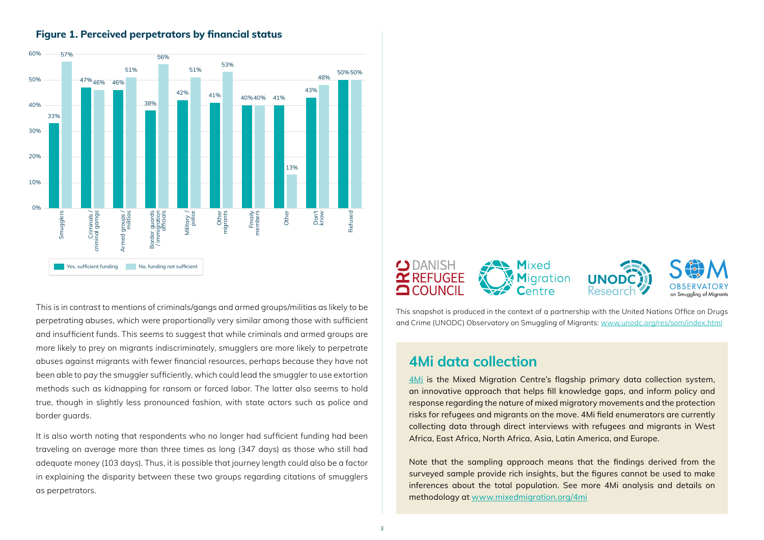### Figure 1. Perceived perpetrators by financial status

60%
50%
40%
30%
20%
10%
0%

33% 57% 47% 46% 46% 51% 38% 56% 42% 51% 41% 53% 40% 40% 41% 13% 43% 48% 50% 50%

Smugglers
Criminals / criminal gamgs
Armed groups / militias
Border guards / immigration officials
Military / police
Other migrants
Fmaily members
Other
Don't know
Refused

Yes, sufficient funding
No, funding not sufficient

This is in contrast to mentions of criminals/gangs and armed groups/militias as likely to be perpetrating abuses, which were proportionally very similar among those with sufficient and insufficient funds. This seems to suggest that while criminals and armed groups are more likely to prey on migrants indiscriminately, smugglers are more likely to perpetrate abuses against migrants with fewer financial resources, perhaps because they have not been able to pay the smuggler sufficiently, which could lead the smuggler to use extortion methods such as kidnapping for ransom or forced labor. The latter also seems to hold true, though in slightly less pronounced fashion, with state actors such as police and border guards.

It is also worth noting that respondents who no longer had sufficient funding had been traveling on average more than three times as long (347 days) as those who still had adequate money (103 days). Thus, it is possible that journey length could also be a factor in explaining the disparity between these two groups regarding citations of smugglers as perpetrators.

DANISH REFUGEE COUNCIL
Mixed Migration Centre
UNODC Research
SOM OBSERVATORY on Smuggling of Migrants

This snapshot is produced in the context of a partnership with the United Nations Office on Drugs and Crime (UNODC) Observatory on Smuggling of Migrants: www.unodc.org/res/som/index.html

## 4Mi data collection

4Mi is the Mixed Migration Centre's flagship primary data collection system, an innovative approach that helps fill knowledge gaps, and inform policy and response regarding the nature of mixed migratory movements and the protection risks for refugees and migrants on the move. 4Mi field enumerators are currently collecting data through direct interviews with refugees and migrants in West Africa, East Africa, North Africa, Asia, Latin America, and Europe.

Note that the sampling approach means that the findings derived from the surveyed sample provide rich insights, but the figures cannot be used to make inferences about the total population. See more 4Mi analysis and details on methodology at www.mixedmigration.org/4mi